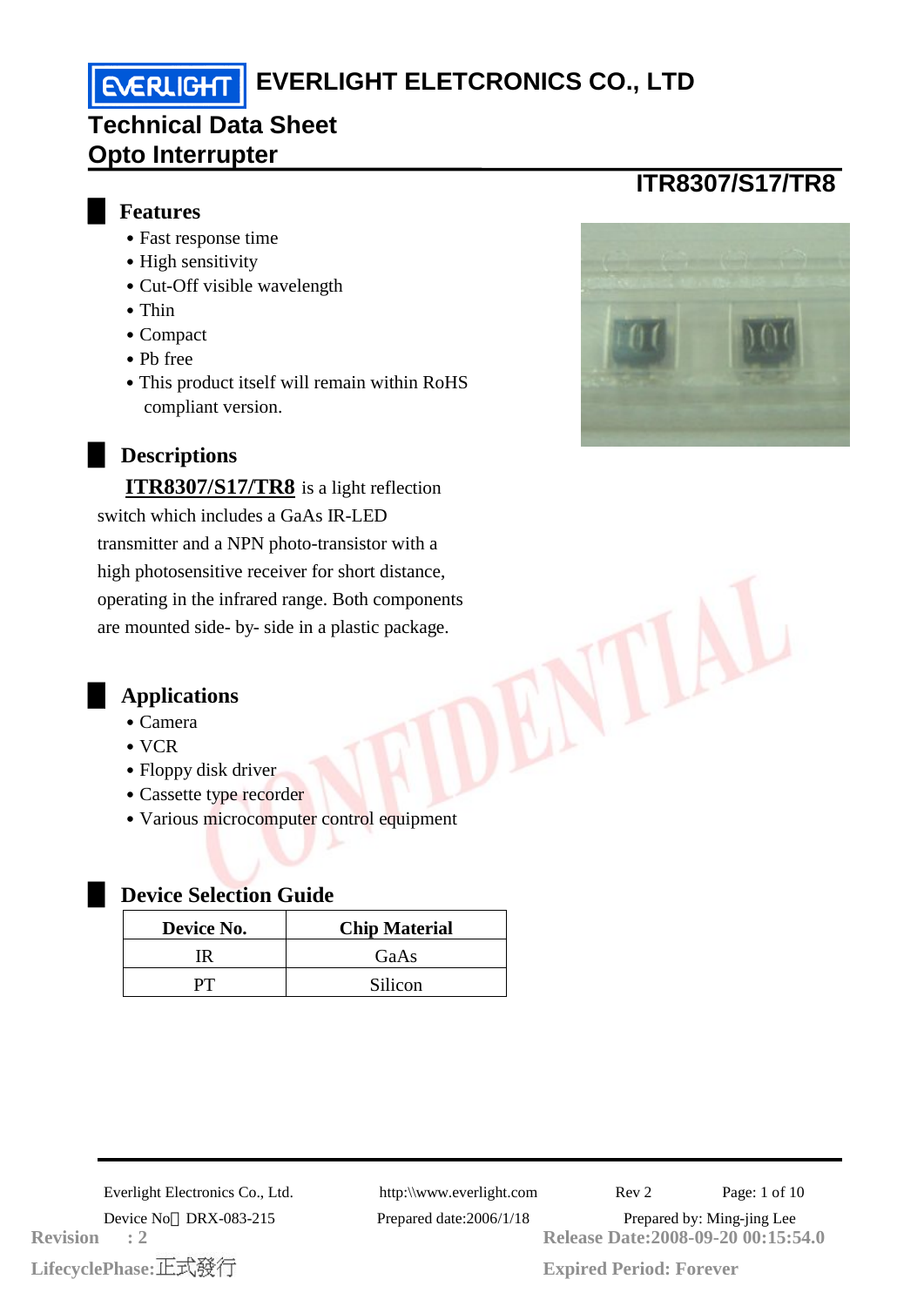# EVERLIGHT ELETCRONICS CO., LTD

## Technical Data Sheet
## Opto Interrupter

**ITR8307/S17/TR8**

### Features

- Fast response time
- High sensitivity
- Cut-Off visible wavelength
- Thin
- Compact
- Pb free
- This product itself will remain within RoHS compliant version.

### Descriptions

**ITR8307/S17/TR8** is a light reflection switch which includes a GaAs IR-LED transmitter and a NPN photo-transistor with a high photosensitive receiver for short distance, operating in the infrared range. Both components are mounted side- by- side in a plastic package.

### Applications

- Camera
- VCR
- Floppy disk driver
- Cassette type recorder
- Various microcomputer control equipment

### Device Selection Guide

| Device No. | Chip Material |
|---|---|
| IR | GaAs |
| PT | Silicon |

Everlight Electronics Co., Ltd. http:\\www.everlight.com Rev 2

Device No：DRX-083-215 Prepared date:2006/1/18 Prepared by: Ming-jing Lee

Revision : 2 Release Date:2008-09-20 00:15:54.0

LifecyclePhase:正式發行 Expired Period: Forever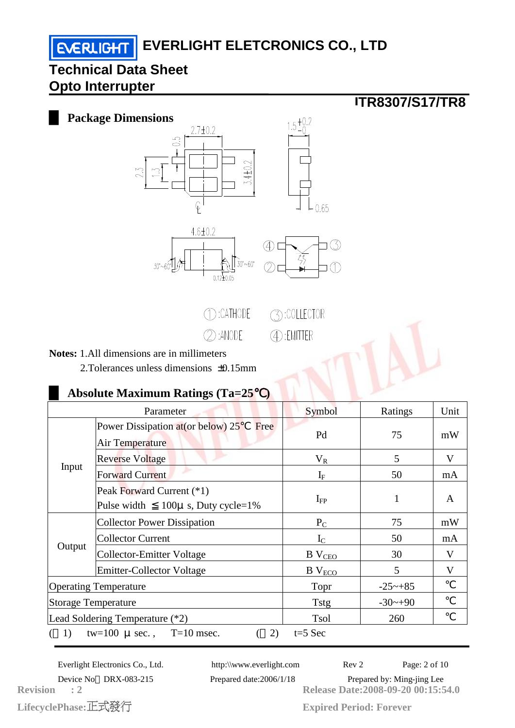# EVERLIGHT ELETCRONICS CO., LTD

## Technical Data Sheet
## Opto Interrupter

**ITR8307/S17/TR8**

### Package Dimensions

①:CATHODE ③:COLLECTOR
②:ANODE ④:EMITTER

**Notes:** 1.All dimensions are in millimeters
2.Tolerances unless dimensions ±0.15mm

### Absolute Maximum Ratings (Ta=25℃)

| Parameter | | Symbol | Ratings | Unit |
|---|---|---|---|---|
| Input | Power Dissipation at(or below) 25℃ Free Air Temperature | Pd | 75 | mW |
| | Reverse Voltage | $V_R$ | 5 | V |
| | Forward Current | $I_F$ | 50 | mA |
| | Peak Forward Current (*1) Pulse width ≦100μ s, Duty cycle=1% | $I_{FP}$ | 1 | A |
| Output | Collector Power Dissipation | $P_C$ | 75 | mW |
| | Collector Current | $I_C$ | 50 | mA |
| | Collector-Emitter Voltage | B $V_{CEO}$ | 30 | V |
| | Emitter-Collector Voltage | B $V_{ECO}$ | 5 | V |
| Operating Temperature | | Topr | -25~+85 | ℃ |
| Storage Temperature | | Tstg | -30~+90 | ℃ |
| Lead Soldering Temperature (*2) | | Tsol | 260 | ℃ |

(*1) tw=100 μ sec. , T=10 msec. (*2) t=5 Sec

Everlight Electronics Co., Ltd. http:\\www.everlight.com Rev 2

Device No：DRX-083-215 Prepared date:2006/1/18 Prepared by: Ming-jing Lee

Revision : 2 Release Date:2008-09-20 00:15:54.0

LifecyclePhase:正式發行 Expired Period: Forever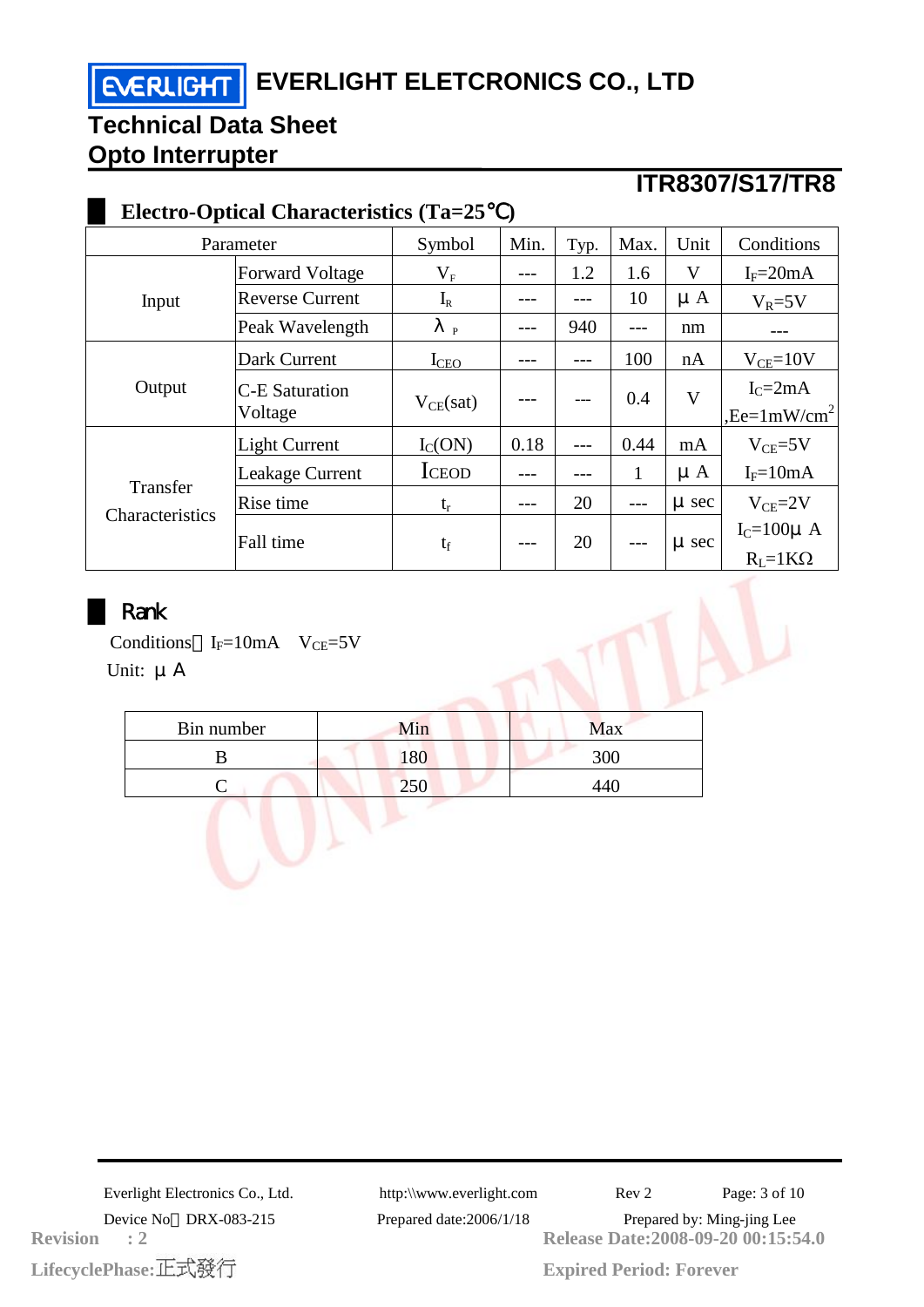# EVERLIGHT ELETCRONICS CO., LTD

## Technical Data Sheet
## Opto Interrupter

**ITR8307/S17/TR8**

### Electro-Optical Characteristics (Ta=25℃)

| Parameter | | Symbol | Min. | Typ. | Max. | Unit | Conditions |
|---|---|---|---|---|---|---|---|
| Input | Forward Voltage | $V_F$ | --- | 1.2 | 1.6 | V | $I_F$=20mA |
| | Reverse Current | $I_R$ | --- | --- | 10 | μ A | $V_R$=5V |
| | Peak Wavelength | $\lambda_P$ | --- | 940 | --- | nm | --- |
| Output | Dark Current | $I_{CEO}$ | --- | --- | 100 | nA | $V_{CE}$=10V |
| | C-E Saturation Voltage | $V_{CE}$(sat) | --- | --- | 0.4 | V | $I_C$=2mA ,Ee=1mW/$cm^2$ |
| Transfer Characteristics | Light Current | $I_C$(ON) | 0.18 | --- | 0.44 | mA | $V_{CE}$=5V $I_F$=10mA |
| | Leakage Current | ICEOD | --- | --- | 1 | μ A | |
| | Rise time | $t_r$ | --- | 20 | --- | μ sec | $V_{CE}$=2V $I_C$=100μ A $R_L$=1KΩ |
| | Fall time | $t_f$ | --- | 20 | --- | μ sec | |

### Rank

Conditions：$I_F$=10mA　$V_{CE}$=5V

Unit: μ A

| Bin number | Min | Max |
|---|---|---|
| B | 180 | 300 |
| C | 250 | 440 |

Everlight Electronics Co., Ltd. | http:\\www.everlight.com | Rev 2

Device No：DRX-083-215 | Prepared date:2006/1/18 | Prepared by: Ming-jing Lee

Revision : 2 | Release Date:2008-09-20 00:15:54.0

LifecyclePhase:正式發行 | Expired Period: Forever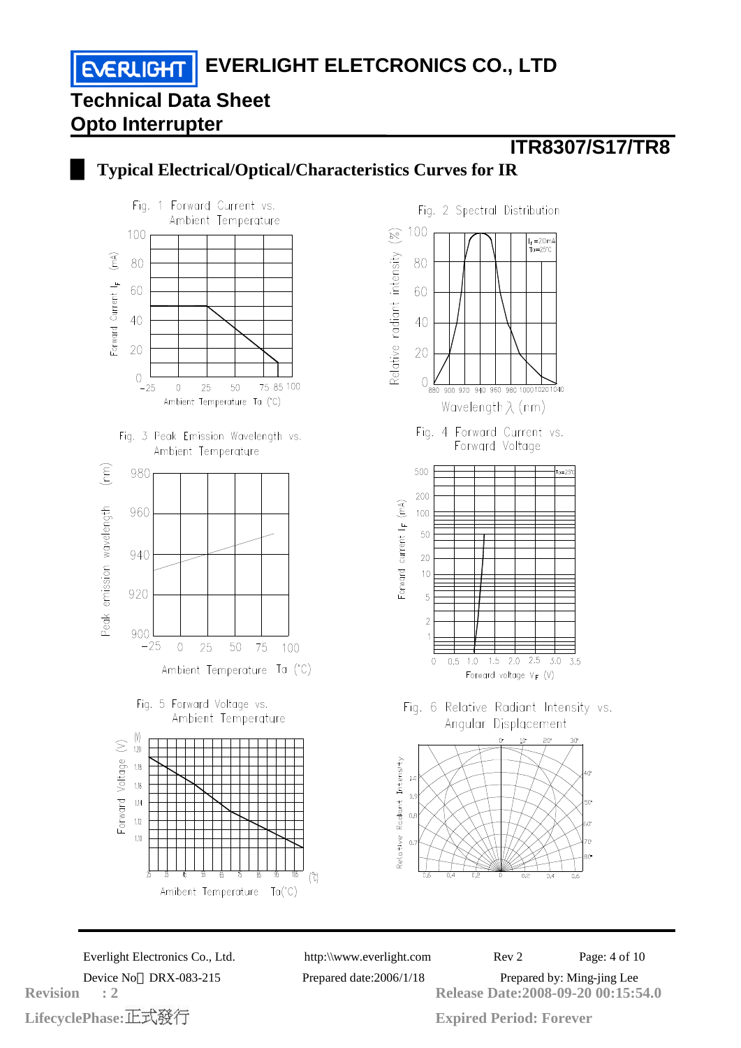# EVERLIGHT ELETCRONICS CO., LTD

## Technical Data Sheet
## Opto Interrupter

**ITR8307/S17/TR8**

### Typical Electrical/Optical/Characteristics Curves for IR

Fig. 1 Forward Current vs. Ambient Temperature

Fig. 2 Spectral Distribution

Fig. 3 Peak Emission Wavelength vs. Ambient Temperature

Fig. 4 Forward Current vs. Forward Voltage

Fig. 5 Forward Voltage vs. Ambient Temperature

Fig. 6 Relative Radiant Intensity vs. Angular Displacement

Everlight Electronics Co., Ltd. http:\\www.everlight.com Rev 2

Device No：DRX-083-215 Prepared date:2006/1/18 Prepared by: Ming-jing Lee

**Revision : 2** **Release Date:2008-09-20 00:15:54.0**

**LifecyclePhase:正式發行** **Expired Period: Forever**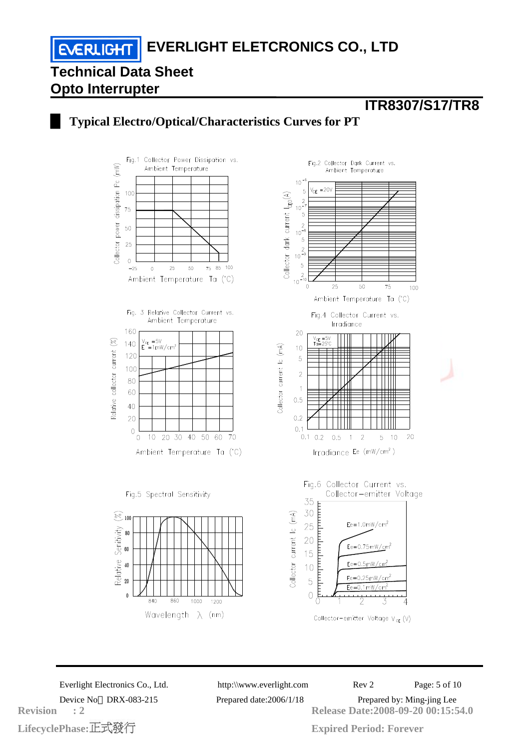## Typical Electro/Optical/Characteristics Curves for PT

Fig.1 Collector Power Dissipation vs. Ambient Temperature

Fig.2 Collector Dark Current vs. Ambient Temperature

Fig. 3 Relative Collector Current vs. Ambient Temperature

Fig.4 Collector Current vs. Irradiance

Fig.5 Spectral Sensitivity

Fig.6 Collector Current vs. Collector-emitter Voltage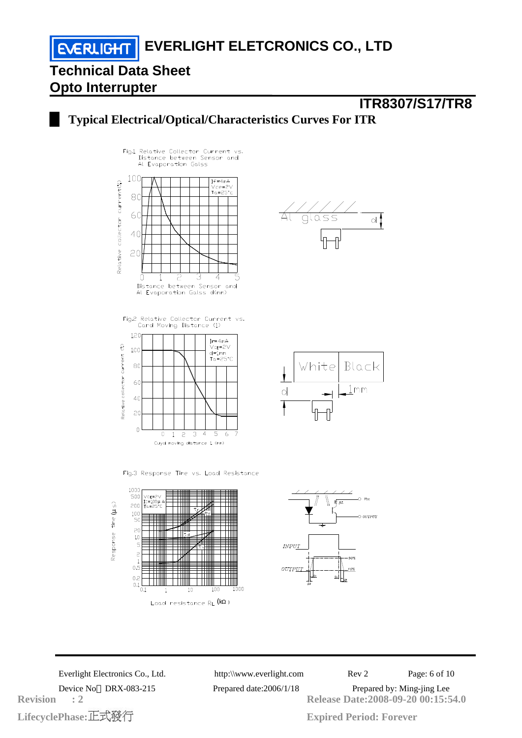## Typical Electrical/Optical/Characteristics Curves For ITR

Fig.1 Relative Collector Current vs. Distance between Sensor and Al Evaporation Galss

Relative collector current(%)

$I_F$=4mA
$V_{CE}$=2V
Ta=25°C

Distance between Sensor and Al Evaporation Galss d(mm)

Al glass

d

Fig.2 Relative Collector Current vs. Card Moving Distance (l)

Relative collector current (%)

$I_F$=4mA
$V_{CE}$=2V
d=1mm
Ta=25°C

Cuyd moving distance L (mm)

White Black

d

1mm

Fig.3 Response Time vs. Load Resistance

Response time (μs)

$V_{CE}$=2V
$I_C$=100μA
Ta=25°C

Load resistance $R_L$ (kΩ)

Vcc

RL

OUTPUT

INPUT

OUTPUT

90%

10%

Everlight Electronics Co., Ltd. http:\\www.everlight.com Rev 2

Device No：DRX-083-215 Prepared date:2006/1/18 Prepared by: Ming-jing Lee

Revision : 2 Release Date:2008-09-20 00:15:54.0

LifecyclePhase:正式發行 Expired Period: Forever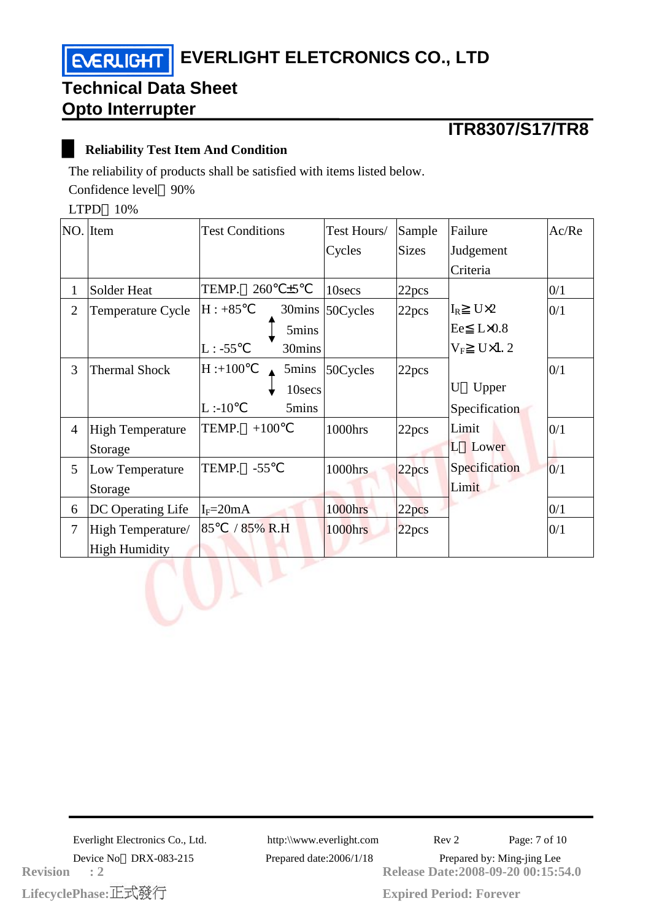## Reliability Test Item And Condition

The reliability of products shall be satisfied with items listed below.

Confidence level：90%

LTPD：10%

| NO. | Item | Test Conditions | Test Hours/ Cycles | Sample Sizes | Failure Judgement Criteria | Ac/Re |
|---|---|---|---|---|---|---|
| 1 | Solder Heat | TEMP.：260℃±5℃ | 10secs | 22pcs | $I_R$≧U×2<br>Ee≦L×0.8<br>$V_F$≧U×1.2<br><br>U：Upper Specification Limit<br>L：Lower Specification Limit | 0/1 |
| 2 | Temperature Cycle | H : +85℃ 30mins<br>↕ 5mins<br>L : -55℃ 30mins | 50Cycles | 22pcs | | 0/1 |
| 3 | Thermal Shock | H :+100℃ 5mins<br>↕ 10secs<br>L :-10℃ 5mins | 50Cycles | 22pcs | | 0/1 |
| 4 | High Temperature Storage | TEMP.：+100℃ | 1000hrs | 22pcs | | 0/1 |
| 5 | Low Temperature Storage | TEMP.：-55℃ | 1000hrs | 22pcs | | 0/1 |
| 6 | DC Operating Life | $I_F$=20mA | 1000hrs | 22pcs | | 0/1 |
| 7 | High Temperature/ High Humidity | 85℃ / 85% R.H | 1000hrs | 22pcs | | 0/1 |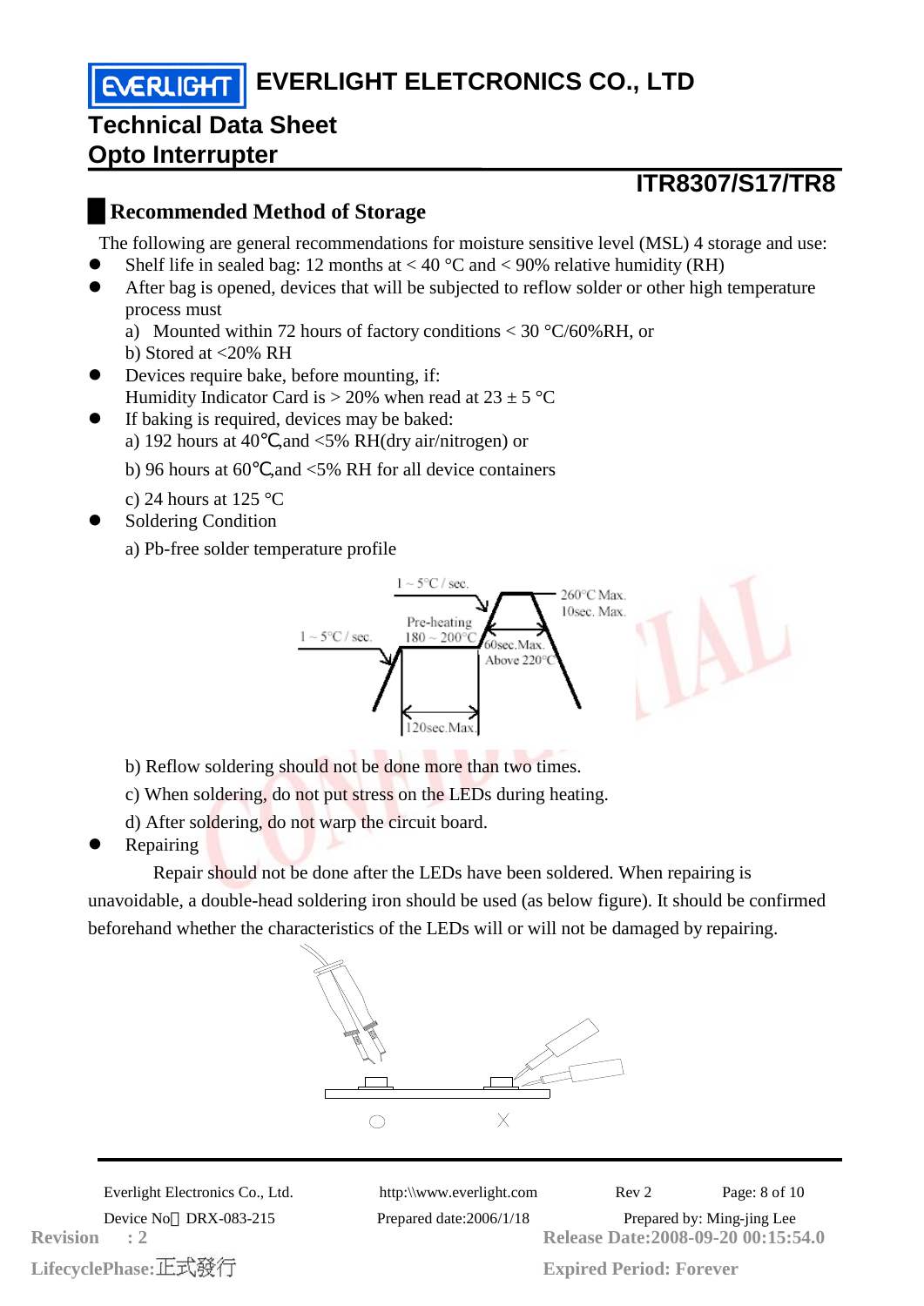# EVERLIGHT ELETCRONICS CO., LTD

## Technical Data Sheet
## Opto Interrupter

**ITR8307/S17/TR8**

### Recommended Method of Storage

The following are general recommendations for moisture sensitive level (MSL) 4 storage and use:

- Shelf life in sealed bag: 12 months at < 40 °C and < 90% relative humidity (RH)
- After bag is opened, devices that will be subjected to reflow solder or other high temperature process must
  a) Mounted within 72 hours of factory conditions < 30 °C/60%RH, or
  b) Stored at <20% RH
- Devices require bake, before mounting, if:
  Humidity Indicator Card is > 20% when read at 23 ± 5 °C
- If baking is required, devices may be baked:
  a) 192 hours at 40℃,and <5% RH(dry air/nitrogen) or
  b) 96 hours at 60℃,and <5% RH for all device containers
  c) 24 hours at 125 °C
- Soldering Condition
  a) Pb-free solder temperature profile

1 ~ 5°C / sec.
Pre-heating 180 ~ 200°C
1 ~ 5°C / sec.
260°C Max. 10sec. Max.
60sec.Max. Above 220°C
120sec.Max.

  b) Reflow soldering should not be done more than two times.
  c) When soldering, do not put stress on the LEDs during heating.
  d) After soldering, do not warp the circuit board.
- Repairing

Repair should not be done after the LEDs have been soldered. When repairing is unavoidable, a double-head soldering iron should be used (as below figure). It should be confirmed beforehand whether the characteristics of the LEDs will or will not be damaged by repairing.

○ X

Everlight Electronics Co., Ltd. http:\\www.everlight.com Rev 2
Device No：DRX-083-215 Prepared date:2006/1/18 Prepared by: Ming-jing Lee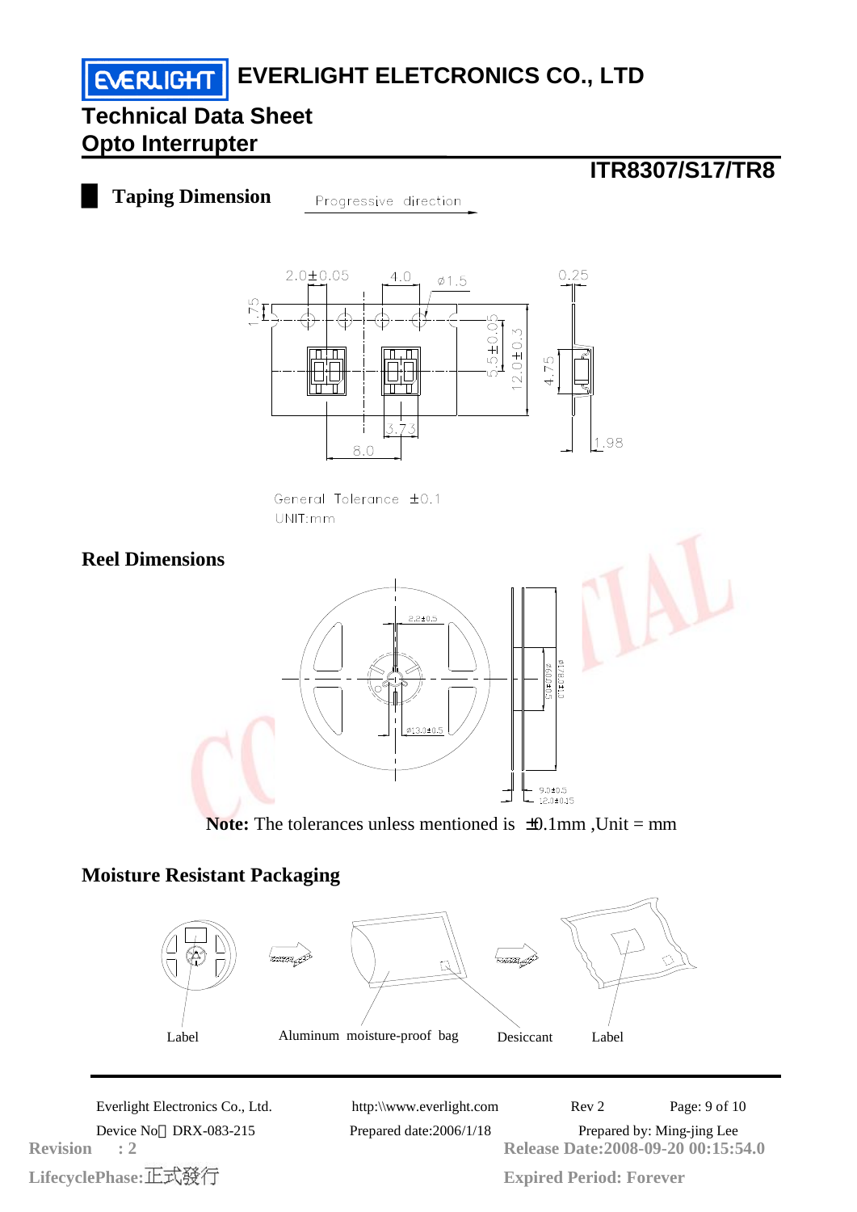## Technical Data Sheet
## Opto Interrupter

**ITR8307/S17/TR8**

## Taping Dimension

Progressive direction

2.0±0.05 4.0 Ø1.5 0.25 1.75 5.5±0.05 12.0±0.3 4.75 3.73 8.0 1.98

General Tolerance ±0.1
UNIT:mm

## Reel Dimensions

2.2±0.5 Ø13.0±0.5 Ø60±0.5 Ø178±1.0 9.0±0.5 12.0±0.15

**Note:** The tolerances unless mentioned is ±0.1mm ,Unit = mm

## Moisture Resistant Packaging

Label Aluminum moisture-proof bag Desiccant Label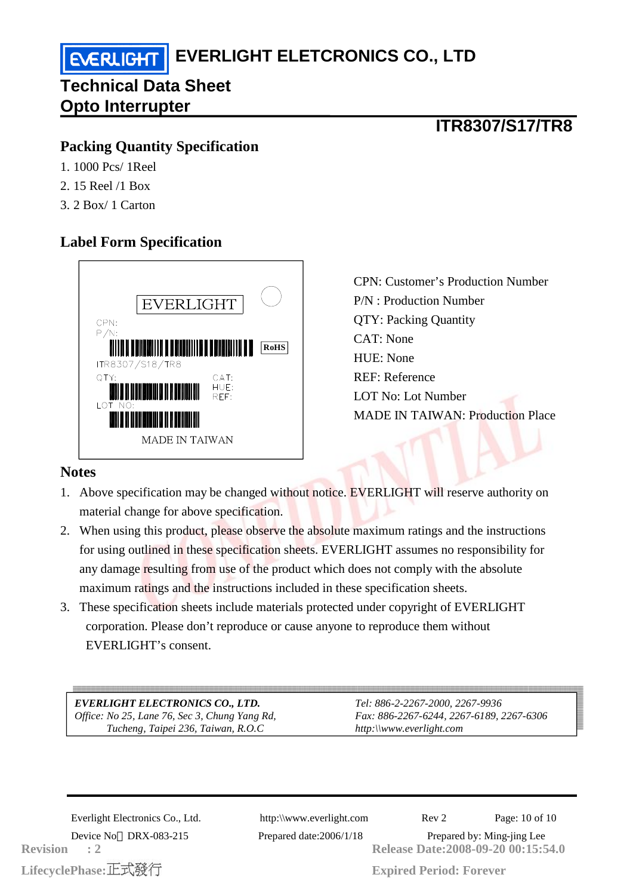# EVERLIGHT ELETCRONICS CO., LTD

## Technical Data Sheet
## Opto Interrupter

**ITR8307/S17/TR8**

### Packing Quantity Specification

1. 1000 Pcs/ 1Reel
2. 15 Reel /1 Box
3. 2 Box/ 1 Carton

### Label Form Specification

EVERLIGHT
CPN:
P/N:
RoHS
ITR8307/S18/TR8
QTY:
CAT:
HUE:
REF:
LOT NO:
MADE IN TAIWAN

CPN: Customer's Production Number
P/N : Production Number
QTY: Packing Quantity
CAT: None
HUE: None
REF: Reference
LOT No: Lot Number
MADE IN TAIWAN: Production Place

### Notes

1. Above specification may be changed without notice. EVERLIGHT will reserve authority on material change for above specification.
2. When using this product, please observe the absolute maximum ratings and the instructions for using outlined in these specification sheets. EVERLIGHT assumes no responsibility for any damage resulting from use of the product which does not comply with the absolute maximum ratings and the instructions included in these specification sheets.
3. These specification sheets include materials protected under copyright of EVERLIGHT corporation. Please don't reproduce or cause anyone to reproduce them without EVERLIGHT's consent.

*EVERLIGHT ELECTRONICS CO., LTD.*
*Office: No 25, Lane 76, Sec 3, Chung Yang Rd, Tucheng, Taipei 236, Taiwan, R.O.C*
*Tel: 886-2-2267-2000, 2267-9936*
*Fax: 886-2-2267-6244, 2267-6189, 2267-6306*
*http:\\www.everlight.com*